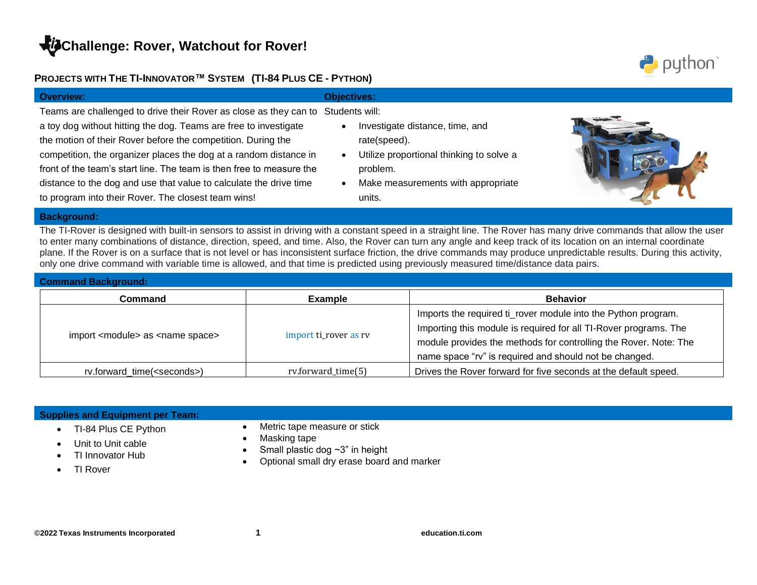# Challenge: Rover, Watchout for Rover!

## PROJECTS WITH THE TI-INNOVATOR™ SYSTEM (TI-84 PLUS CE - PYTHON)

**Overview:**

Teams are challenged to drive their Rover as close as they can to a toy dog without hitting the dog. Teams are free to investigate the motion of their Rover before the competition. During the competition, the organizer places the dog at a random distance in front of the team's start line. The team is then free to measure the distance to the dog and use that value to calculate the drive time to program into their Rover. The closest team wins!

**Objectives:**

Students will:

- Investigate distance, time, and rate(speed).
- Utilize proportional thinking to solve a problem.
- Make measurements with appropriate units.

**Background:**

The TI-Rover is designed with built-in sensors to assist in driving with a constant speed in a straight line. The Rover has many drive commands that allow the user to enter many combinations of distance, direction, speed, and time. Also, the Rover can turn any angle and keep track of its location on an internal coordinate plane. If the Rover is on a surface that is not level or has inconsistent surface friction, the drive commands may produce unpredictable results. During this activity, only one drive command with variable time is allowed, and that time is predicted using previously measured time/distance data pairs.

**Command Background:**

| Command | Example | Behavior |
|---|---|---|
| import <module> as <name space> | import ti_rover as rv | Imports the required ti_rover module into the Python program. Importing this module is required for all TI-Rover programs. The module provides the methods for controlling the Rover. Note: The name space "rv" is required and should not be changed. |
| rv.forward_time(<seconds>) | rv.forward_time(5) | Drives the Rover forward for five seconds at the default speed. |

**Supplies and Equipment per Team:**

- TI-84 Plus CE Python
- Unit to Unit cable
- TI Innovator Hub
- TI Rover
- Metric tape measure or stick
- Masking tape
- Small plastic dog ~3" in height
- Optional small dry erase board and marker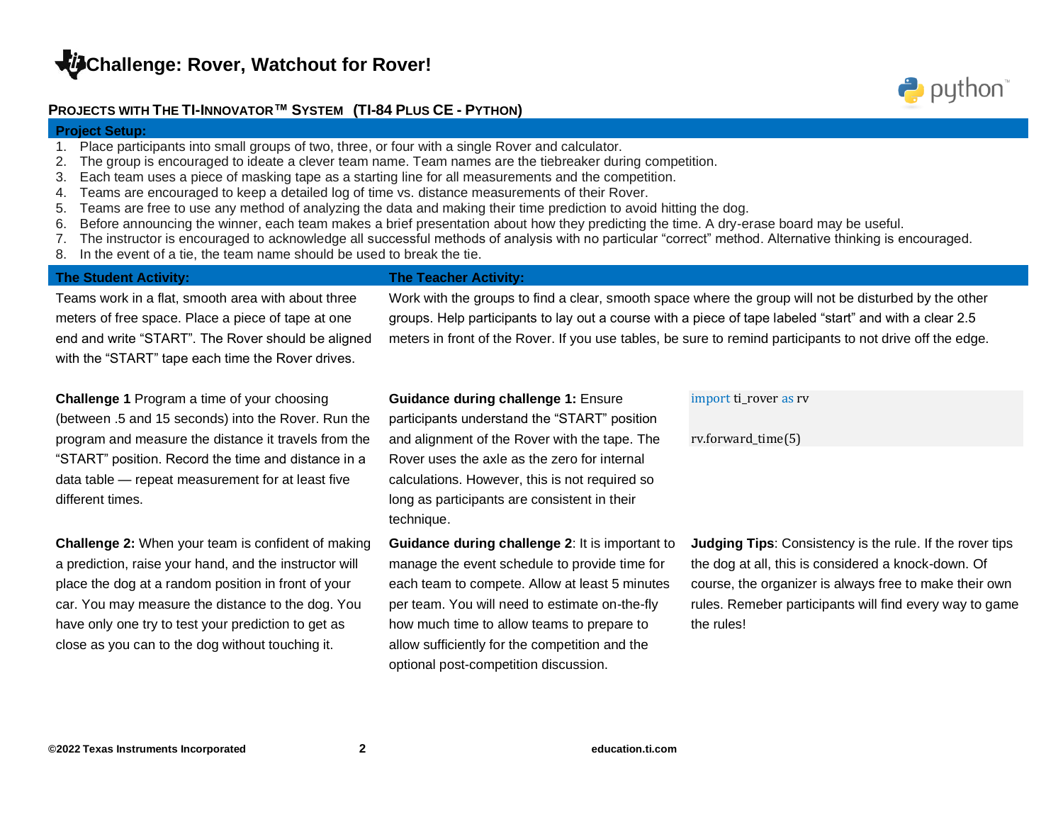# Challenge: Rover, Watchout for Rover!

**PROJECTS WITH THE TI-INNOVATOR™ SYSTEM (TI-84 PLUS CE - PYTHON)**

## Project Setup:

1. Place participants into small groups of two, three, or four with a single Rover and calculator.
2. The group is encouraged to ideate a clever team name. Team names are the tiebreaker during competition.
3. Each team uses a piece of masking tape as a starting line for all measurements and the competition.
4. Teams are encouraged to keep a detailed log of time vs. distance measurements of their Rover.
5. Teams are free to use any method of analyzing the data and making their time prediction to avoid hitting the dog.
6. Before announcing the winner, each team makes a brief presentation about how they predicting the time. A dry-erase board may be useful.
7. The instructor is encouraged to acknowledge all successful methods of analysis with no particular "correct" method. Alternative thinking is encouraged.
8. In the event of a tie, the team name should be used to break the tie.

## The Student Activity:

Teams work in a flat, smooth area with about three meters of free space. Place a piece of tape at one end and write "START". The Rover should be aligned with the "START" tape each time the Rover drives.

**Challenge 1** Program a time of your choosing (between .5 and 15 seconds) into the Rover. Run the program and measure the distance it travels from the "START" position. Record the time and distance in a data table — repeat measurement for at least five different times.

**Challenge 2:** When your team is confident of making a prediction, raise your hand, and the instructor will place the dog at a random position in front of your car. You may measure the distance to the dog. You have only one try to test your prediction to get as close as you can to the dog without touching it.

## The Teacher Activity:

Work with the groups to find a clear, smooth space where the group will not be disturbed by the other groups. Help participants to lay out a course with a piece of tape labeled "start" and with a clear 2.5 meters in front of the Rover. If you use tables, be sure to remind participants to not drive off the edge.

**Guidance during challenge 1:** Ensure participants understand the "START" position and alignment of the Rover with the tape. The Rover uses the axle as the zero for internal calculations. However, this is not required so long as participants are consistent in their technique.

```
import ti_rover as rv

rv.forward_time(5)
```

**Guidance during challenge 2**: It is important to manage the event schedule to provide time for each team to compete. Allow at least 5 minutes per team. You will need to estimate on-the-fly how much time to allow teams to prepare to allow sufficiently for the competition and the optional post-competition discussion.

**Judging Tips**: Consistency is the rule. If the rover tips the dog at all, this is considered a knock-down. Of course, the organizer is always free to make their own rules. Remeber participants will find every way to game the rules!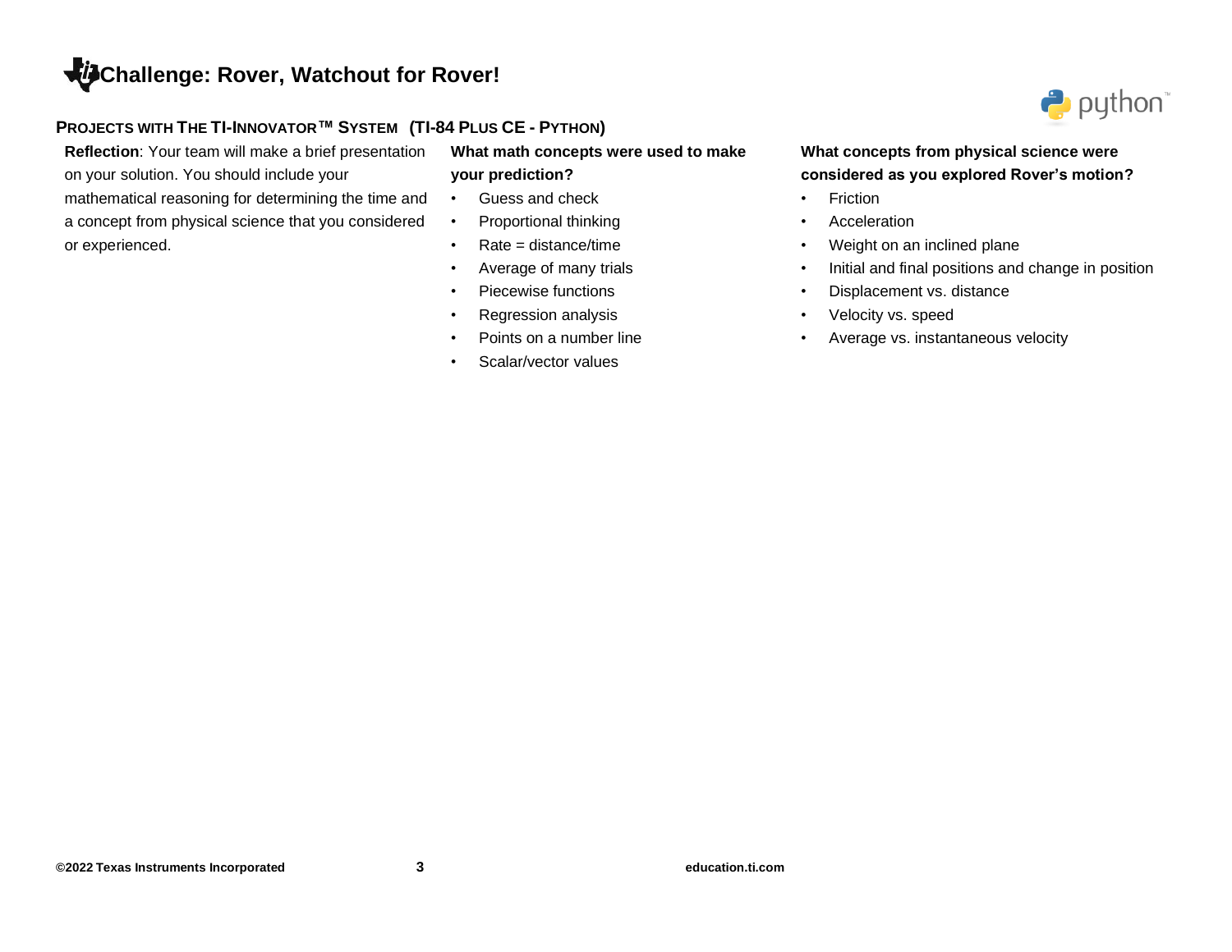# Challenge: Rover, Watchout for Rover!

**PROJECTS WITH THE TI-INNOVATOR™ SYSTEM (TI-84 PLUS CE - PYTHON)**

**Reflection**: Your team will make a brief presentation on your solution. You should include your mathematical reasoning for determining the time and a concept from physical science that you considered or experienced.

**What math concepts were used to make your prediction?**

- Guess and check
- Proportional thinking
- Rate = distance/time
- Average of many trials
- Piecewise functions
- Regression analysis
- Points on a number line
- Scalar/vector values

**What concepts from physical science were considered as you explored Rover's motion?**

- Friction
- Acceleration
- Weight on an inclined plane
- Initial and final positions and change in position
- Displacement vs. distance
- Velocity vs. speed
- Average vs. instantaneous velocity